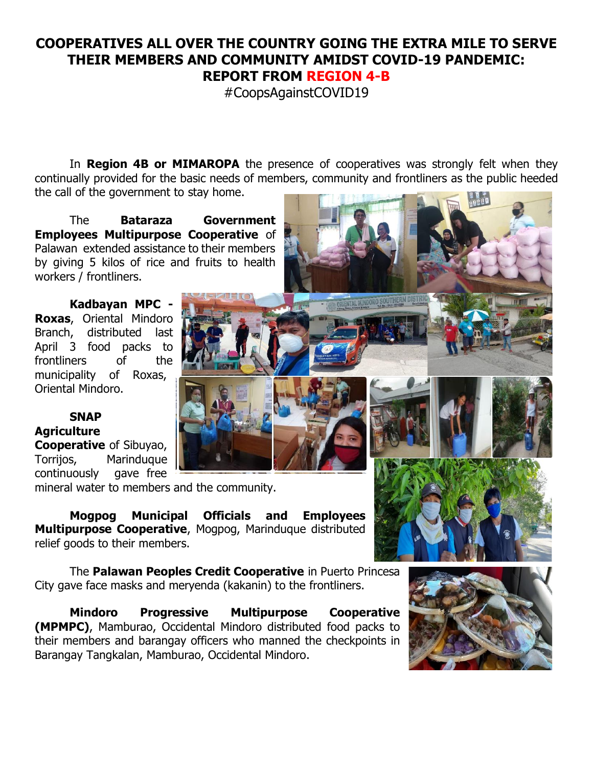# COOPERATIVES ALL OVER THE COUNTRY GOING THE EXTRA MILE TO SERVE THEIR MEMBERS AND COMMUNITY AMIDST COVID-19 PANDEMIC: REPORT FROM REGION 4-B

#CoopsAgainstCOVID19

In **Region 4B or MIMAROPA** the presence of cooperatives was strongly felt when they continually provided for the basic needs of members, community and frontliners as the public heeded the call of the government to stay home.

The **Bataraza Government Employees Multipurpose Cooperative** of Palawan extended assistance to their members by giving 5 kilos of rice and fruits to health workers / frontliners.

**Kadbayan MPC - Roxas**, Oriental Mindoro Branch, distributed last April 3 food packs to frontliners of the municipality of Roxas, Oriental Mindoro.

**SNAP Agriculture Cooperative** of Sibuyao, Torrijos, Marinduque continuously gave free mineral water to members and the community.

**Mogpog Municipal Officials and Employees Multipurpose Cooperative**, Mogpog, Marinduque distributed relief goods to their members.

The **Palawan Peoples Credit Cooperative** in Puerto Princesa City gave face masks and meryenda (kakanin) to the frontliners.

**Mindoro Progressive Multipurpose Cooperative (MPMPC)**, Mamburao, Occidental Mindoro distributed food packs to their members and barangay officers who manned the checkpoints in Barangay Tangkalan, Mamburao, Occidental Mindoro.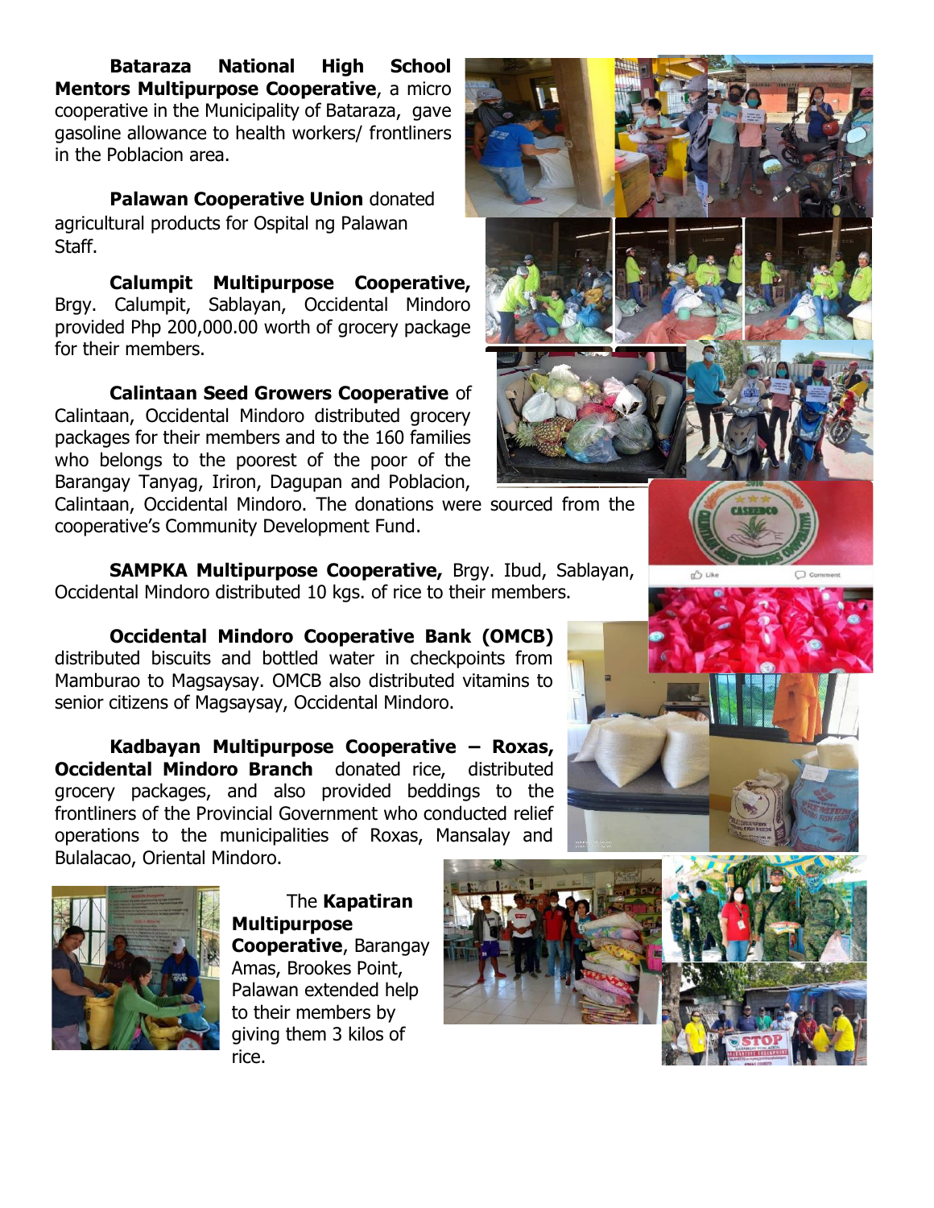**Bataraza National High School Mentors Multipurpose Cooperative**, a micro cooperative in the Municipality of Bataraza, gave gasoline allowance to health workers/ frontliners in the Poblacion area.

**Palawan Cooperative Union** donated agricultural products for Ospital ng Palawan Staff.

**Calumpit Multipurpose Cooperative,** Brgy. Calumpit, Sablayan, Occidental Mindoro provided Php 200,000.00 worth of grocery package for their members.

**Calintaan Seed Growers Cooperative** of Calintaan, Occidental Mindoro distributed grocery packages for their members and to the 160 families who belongs to the poorest of the poor of the Barangay Tanyag, Iriron, Dagupan and Poblacion, Calintaan, Occidental Mindoro. The donations were sourced from the cooperative's Community Development Fund.

**SAMPKA Multipurpose Cooperative,** Brgy. Ibud, Sablayan, Occidental Mindoro distributed 10 kgs. of rice to their members.

**Occidental Mindoro Cooperative Bank (OMCB)** distributed biscuits and bottled water in checkpoints from Mamburao to Magsaysay. OMCB also distributed vitamins to senior citizens of Magsaysay, Occidental Mindoro.

**Kadbayan Multipurpose Cooperative – Roxas, Occidental Mindoro Branch** donated rice, distributed grocery packages, and also provided beddings to the frontliners of the Provincial Government who conducted relief operations to the municipalities of Roxas, Mansalay and Bulalacao, Oriental Mindoro.

The **Kapatiran Multipurpose Cooperative**, Barangay Amas, Brookes Point, Palawan extended help to their members by giving them 3 kilos of rice.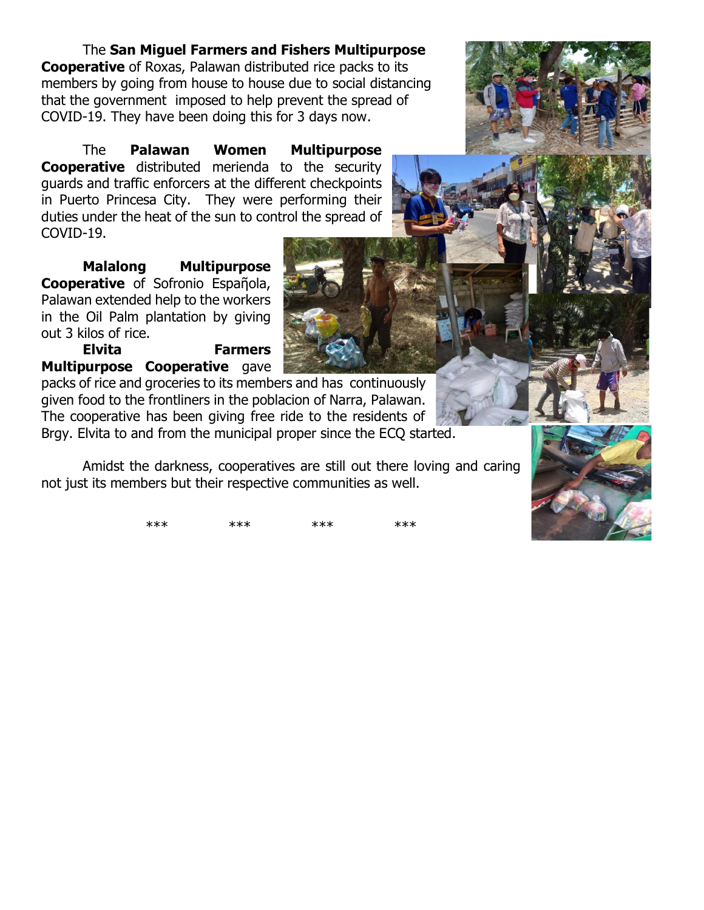The **San Miguel Farmers and Fishers Multipurpose Cooperative** of Roxas, Palawan distributed rice packs to its members by going from house to house due to social distancing that the government imposed to help prevent the spread of COVID-19. They have been doing this for 3 days now.

The **Palawan Women Multipurpose Cooperative** distributed merienda to the security guards and traffic enforcers at the different checkpoints in Puerto Princesa City. They were performing their duties under the heat of the sun to control the spread of COVID-19.

**Malalong Multipurpose Cooperative** of Sofronio Españ̃ola, Palawan extended help to the workers in the Oil Palm plantation by giving out 3 kilos of rice.

**Elvita Farmers Multipurpose Cooperative** gave packs of rice and groceries to its members and has continuously given food to the frontliners in the poblacion of Narra, Palawan. The cooperative has been giving free ride to the residents of Brgy. Elvita to and from the municipal proper since the ECQ started.

Amidst the darkness, cooperatives are still out there loving and caring not just its members but their respective communities as well.

*** *** *** ***